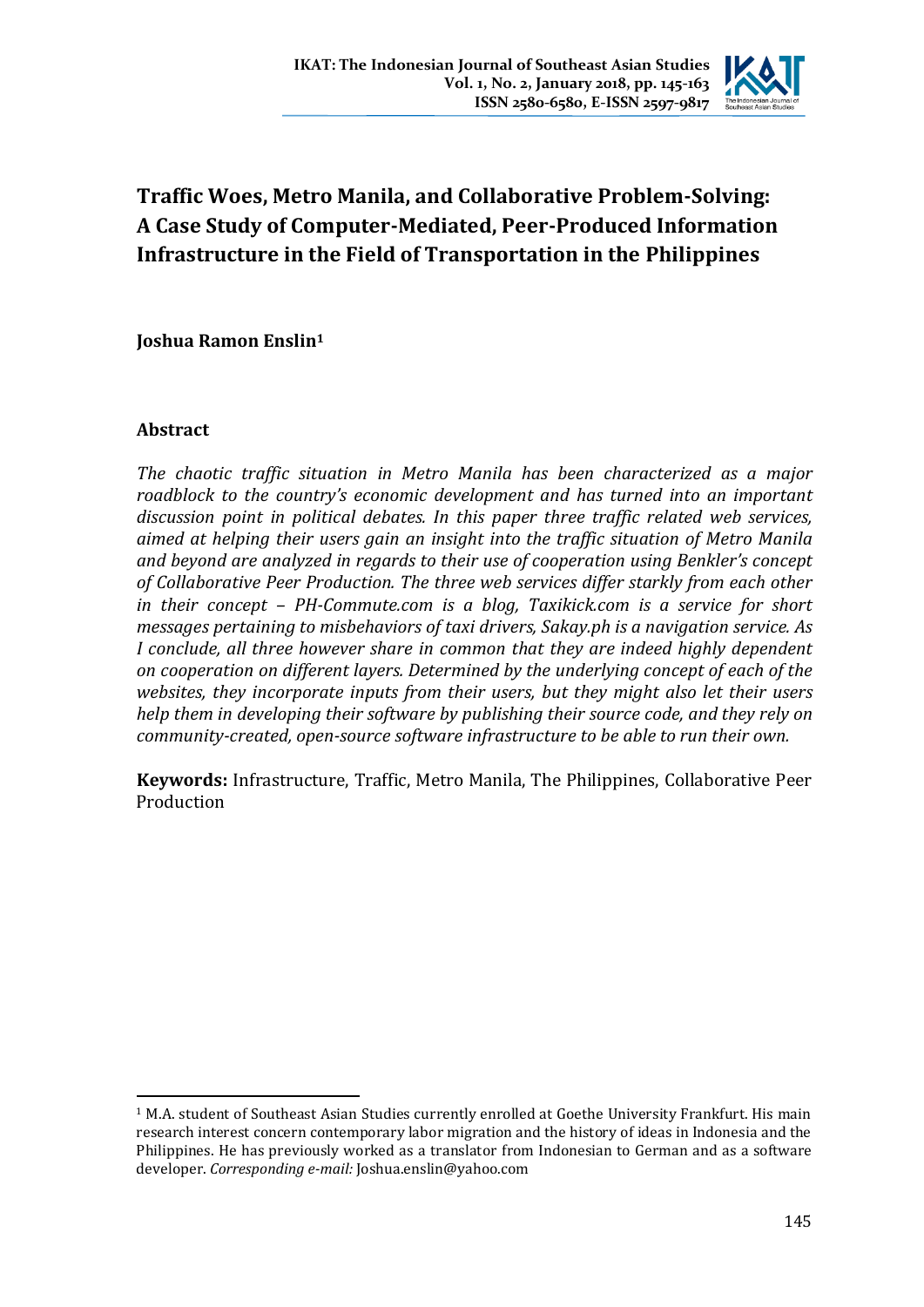# Traffic Woes, Metro Manila, and Collaborative Problem-Solving: A Case Study of Computer-Mediated, Peer-Produced Information Infrastructure in the Field of Transportation in the Philippines

**Joshua Ramon Enslin**[1]

## Abstract

*The chaotic traffic situation in Metro Manila has been characterized as a major roadblock to the country's economic development and has turned into an important discussion point in political debates. In this paper three traffic related web services, aimed at helping their users gain an insight into the traffic situation of Metro Manila and beyond are analyzed in regards to their use of cooperation using Benkler's concept of Collaborative Peer Production. The three web services differ starkly from each other in their concept – PH-Commute.com is a blog, Taxikick.com is a service for short messages pertaining to misbehaviors of taxi drivers, Sakay.ph is a navigation service. As I conclude, all three however share in common that they are indeed highly dependent on cooperation on different layers. Determined by the underlying concept of each of the websites, they incorporate inputs from their users, but they might also let their users help them in developing their software by publishing their source code, and they rely on community-created, open-source software infrastructure to be able to run their own.*

**Keywords:** Infrastructure, Traffic, Metro Manila, The Philippines, Collaborative Peer Production

---

[1] M.A. student of Southeast Asian Studies currently enrolled at Goethe University Frankfurt. His main research interest concern contemporary labor migration and the history of ideas in Indonesia and the Philippines. He has previously worked as a translator from Indonesian to German and as a software developer. *Corresponding e-mail:* Joshua.enslin@yahoo.com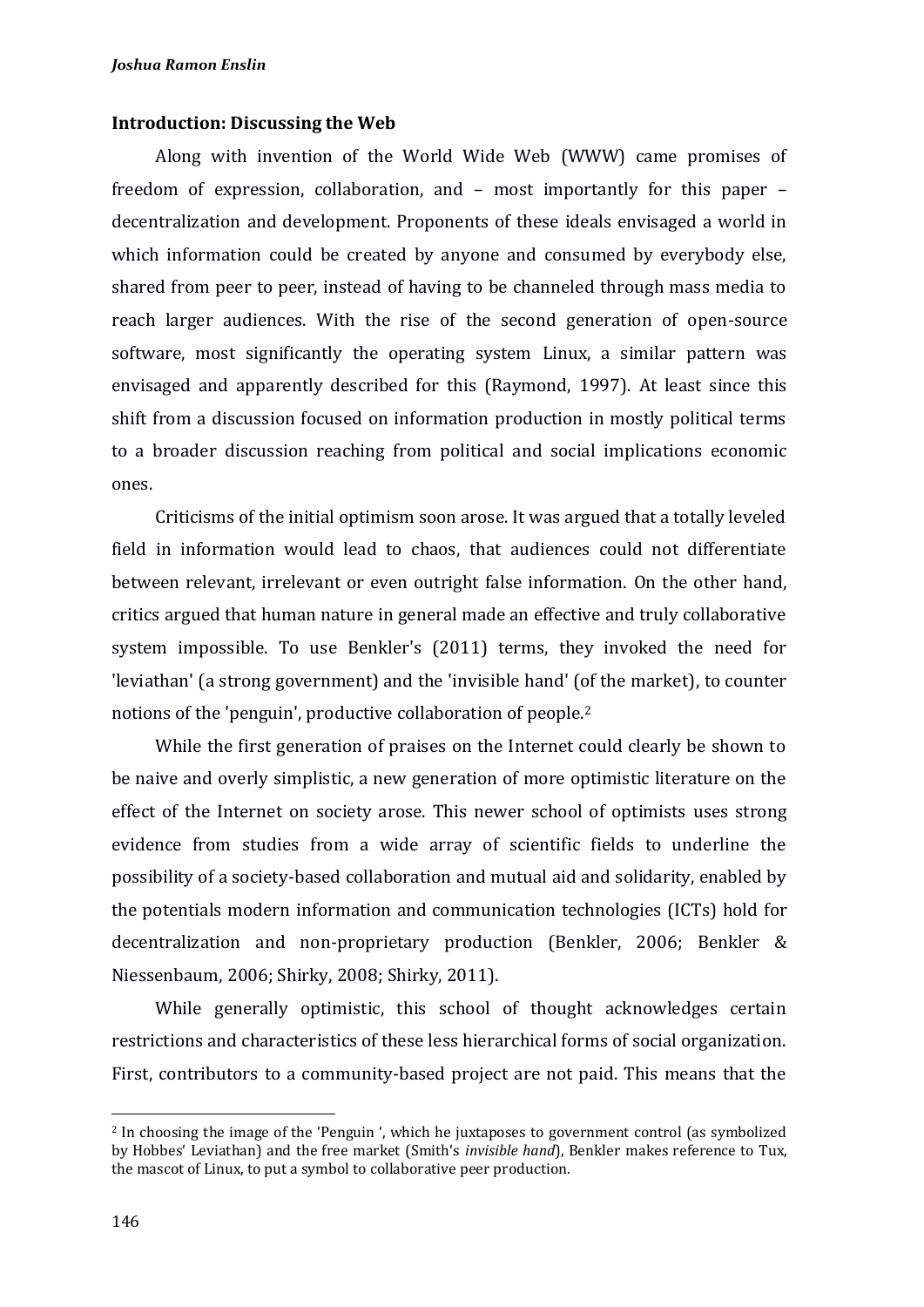## Introduction: Discussing the Web

Along with invention of the World Wide Web (WWW) came promises of freedom of expression, collaboration, and – most importantly for this paper – decentralization and development. Proponents of these ideals envisaged a world in which information could be created by anyone and consumed by everybody else, shared from peer to peer, instead of having to be channeled through mass media to reach larger audiences. With the rise of the second generation of open-source software, most significantly the operating system Linux, a similar pattern was envisaged and apparently described for this (Raymond, 1997). At least since this shift from a discussion focused on information production in mostly political terms to a broader discussion reaching from political and social implications economic ones.

Criticisms of the initial optimism soon arose. It was argued that a totally leveled field in information would lead to chaos, that audiences could not differentiate between relevant, irrelevant or even outright false information. On the other hand, critics argued that human nature in general made an effective and truly collaborative system impossible. To use Benkler's (2011) terms, they invoked the need for 'leviathan' (a strong government) and the 'invisible hand' (of the market), to counter notions of the 'penguin', productive collaboration of people.[2]

While the first generation of praises on the Internet could clearly be shown to be naive and overly simplistic, a new generation of more optimistic literature on the effect of the Internet on society arose. This newer school of optimists uses strong evidence from studies from a wide array of scientific fields to underline the possibility of a society-based collaboration and mutual aid and solidarity, enabled by the potentials modern information and communication technologies (ICTs) hold for decentralization and non-proprietary production (Benkler, 2006; Benkler & Niessenbaum, 2006; Shirky, 2008; Shirky, 2011).

While generally optimistic, this school of thought acknowledges certain restrictions and characteristics of these less hierarchical forms of social organization. First, contributors to a community-based project are not paid. This means that the

[2] In choosing the image of the 'Penguin ', which he juxtaposes to government control (as symbolized by Hobbes' Leviathan) and the free market (Smith's *invisible hand*), Benkler makes reference to Tux, the mascot of Linux, to put a symbol to collaborative peer production.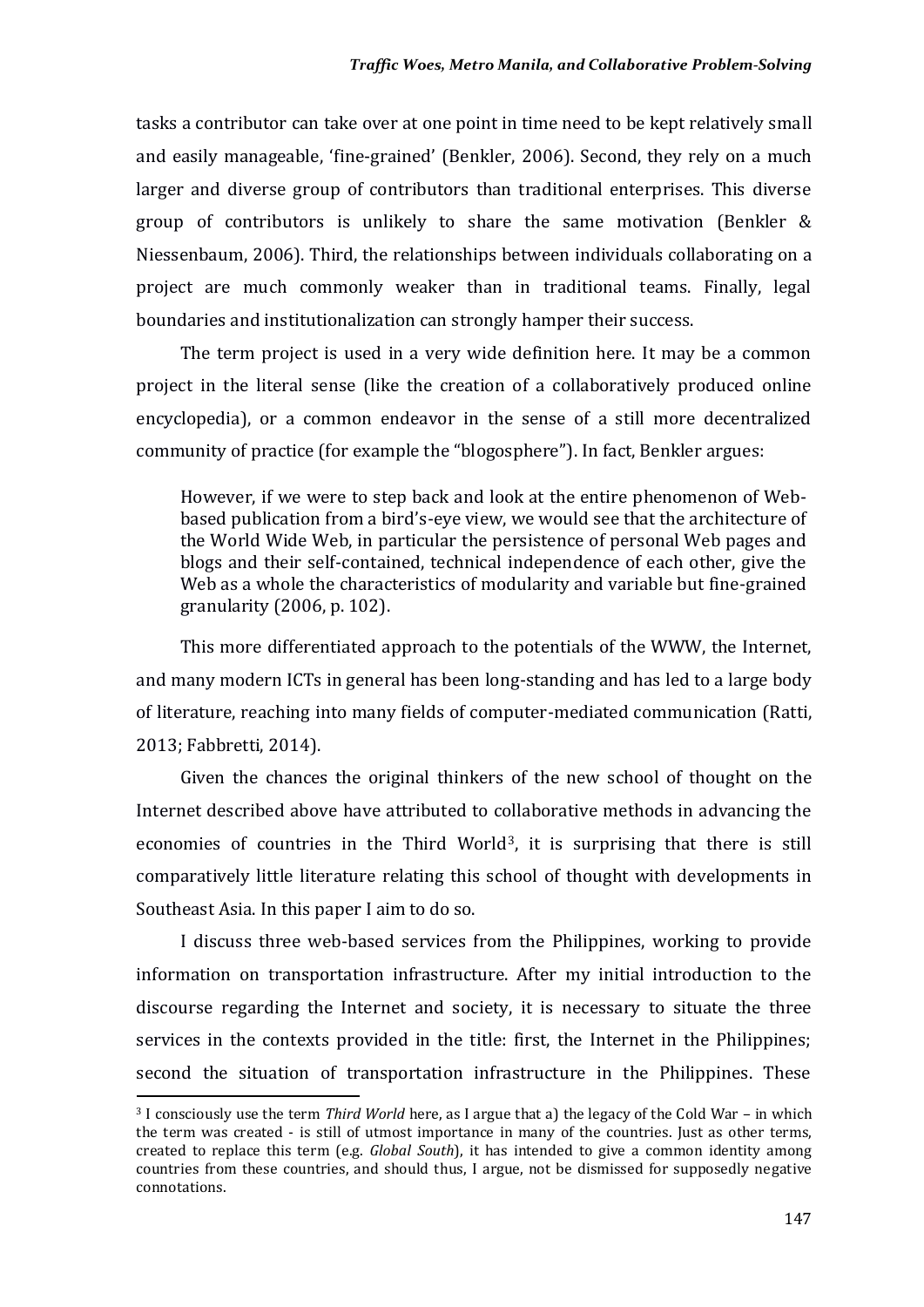tasks a contributor can take over at one point in time need to be kept relatively small and easily manageable, 'fine-grained' (Benkler, 2006). Second, they rely on a much larger and diverse group of contributors than traditional enterprises. This diverse group of contributors is unlikely to share the same motivation (Benkler & Niessenbaum, 2006). Third, the relationships between individuals collaborating on a project are much commonly weaker than in traditional teams. Finally, legal boundaries and institutionalization can strongly hamper their success.

The term project is used in a very wide definition here. It may be a common project in the literal sense (like the creation of a collaboratively produced online encyclopedia), or a common endeavor in the sense of a still more decentralized community of practice (for example the "blogosphere"). In fact, Benkler argues:

> However, if we were to step back and look at the entire phenomenon of Web-based publication from a bird's-eye view, we would see that the architecture of the World Wide Web, in particular the persistence of personal Web pages and blogs and their self-contained, technical independence of each other, give the Web as a whole the characteristics of modularity and variable but fine-grained granularity (2006, p. 102).

This more differentiated approach to the potentials of the WWW, the Internet, and many modern ICTs in general has been long-standing and has led to a large body of literature, reaching into many fields of computer-mediated communication (Ratti, 2013; Fabbretti, 2014).

Given the chances the original thinkers of the new school of thought on the Internet described above have attributed to collaborative methods in advancing the economies of countries in the Third World[3], it is surprising that there is still comparatively little literature relating this school of thought with developments in Southeast Asia. In this paper I aim to do so.

I discuss three web-based services from the Philippines, working to provide information on transportation infrastructure. After my initial introduction to the discourse regarding the Internet and society, it is necessary to situate the three services in the contexts provided in the title: first, the Internet in the Philippines; second the situation of transportation infrastructure in the Philippines. These

---

[3] I consciously use the term *Third World* here, as I argue that a) the legacy of the Cold War – in which the term was created - is still of utmost importance in many of the countries. Just as other terms, created to replace this term (e.g. *Global South*), it has intended to give a common identity among countries from these countries, and should thus, I argue, not be dismissed for supposedly negative connotations.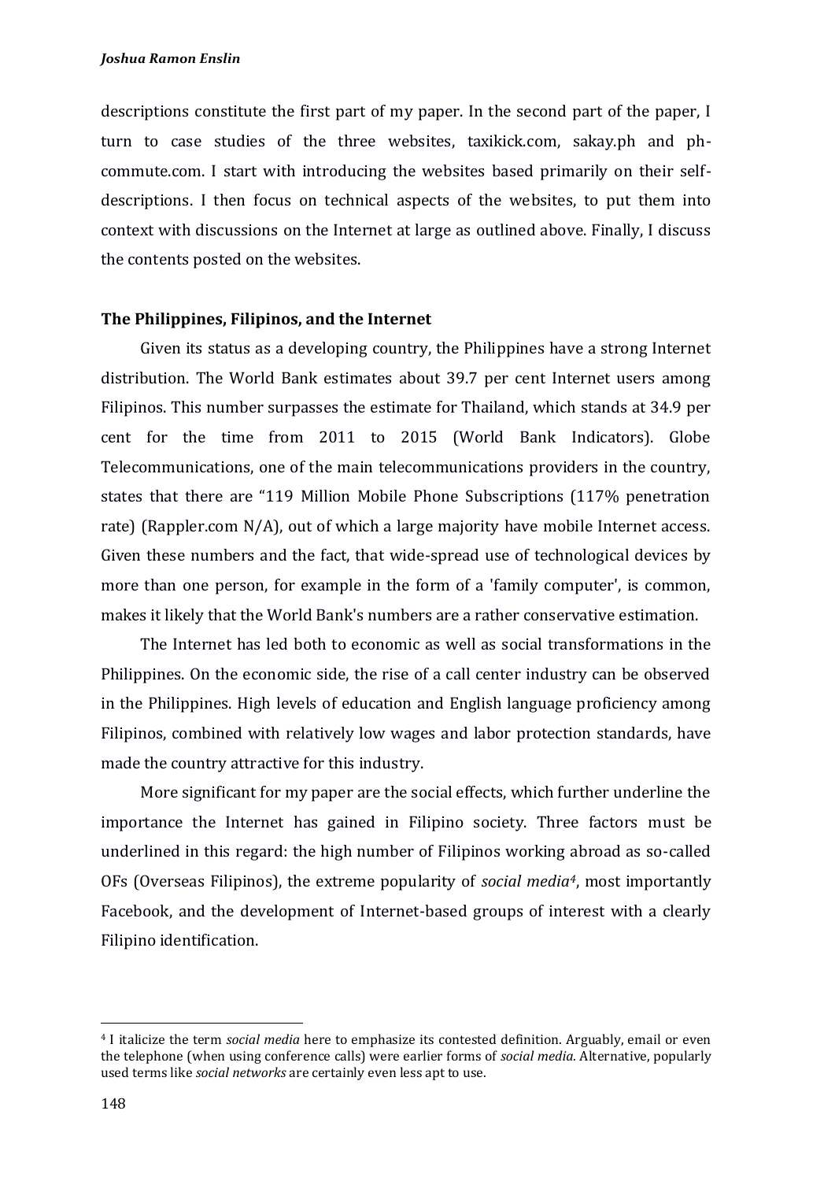descriptions constitute the first part of my paper. In the second part of the paper, I turn to case studies of the three websites, taxikick.com, sakay.ph and ph-commute.com. I start with introducing the websites based primarily on their self-descriptions. I then focus on technical aspects of the websites, to put them into context with discussions on the Internet at large as outlined above. Finally, I discuss the contents posted on the websites.

## The Philippines, Filipinos, and the Internet

Given its status as a developing country, the Philippines have a strong Internet distribution. The World Bank estimates about 39.7 per cent Internet users among Filipinos. This number surpasses the estimate for Thailand, which stands at 34.9 per cent for the time from 2011 to 2015 (World Bank Indicators). Globe Telecommunications, one of the main telecommunications providers in the country, states that there are "119 Million Mobile Phone Subscriptions (117% penetration rate) (Rappler.com N/A), out of which a large majority have mobile Internet access. Given these numbers and the fact, that wide-spread use of technological devices by more than one person, for example in the form of a 'family computer', is common, makes it likely that the World Bank's numbers are a rather conservative estimation.

The Internet has led both to economic as well as social transformations in the Philippines. On the economic side, the rise of a call center industry can be observed in the Philippines. High levels of education and English language proficiency among Filipinos, combined with relatively low wages and labor protection standards, have made the country attractive for this industry.

More significant for my paper are the social effects, which further underline the importance the Internet has gained in Filipino society. Three factors must be underlined in this regard: the high number of Filipinos working abroad as so-called OFs (Overseas Filipinos), the extreme popularity of *social media*[4], most importantly Facebook, and the development of Internet-based groups of interest with a clearly Filipino identification.

---

[4] I italicize the term *social media* here to emphasize its contested definition. Arguably, email or even the telephone (when using conference calls) were earlier forms of *social media*. Alternative, popularly used terms like *social networks* are certainly even less apt to use.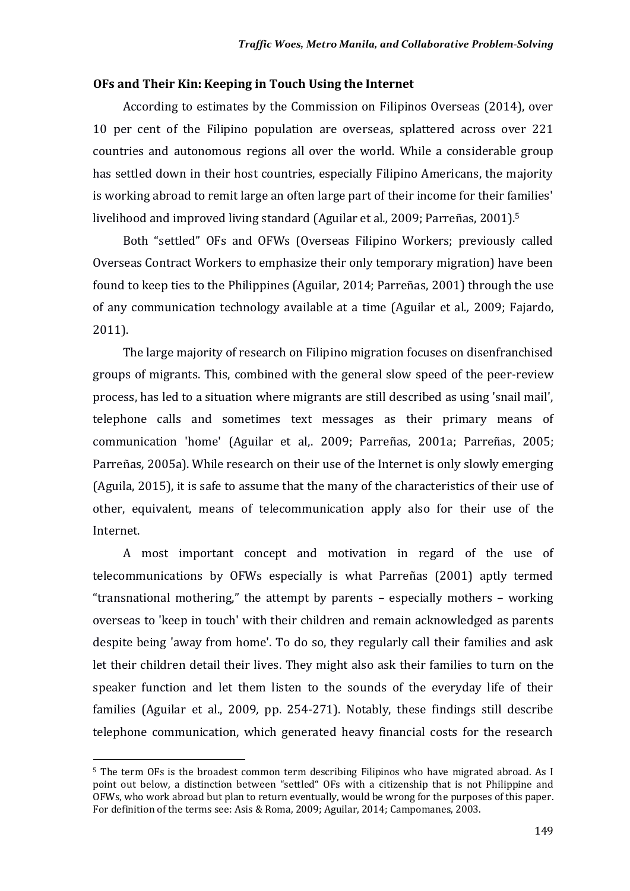### OFs and Their Kin: Keeping in Touch Using the Internet

According to estimates by the Commission on Filipinos Overseas (2014), over 10 per cent of the Filipino population are overseas, splattered across over 221 countries and autonomous regions all over the world. While a considerable group has settled down in their host countries, especially Filipino Americans, the majority is working abroad to remit large an often large part of their income for their families' livelihood and improved living standard (Aguilar et al*.,* 2009; Parreñas, 2001).[5]

Both "settled" OFs and OFWs (Overseas Filipino Workers; previously called Overseas Contract Workers to emphasize their only temporary migration) have been found to keep ties to the Philippines (Aguilar, 2014; Parreñas, 2001) through the use of any communication technology available at a time (Aguilar et al*.,* 2009; Fajardo, 2011).

The large majority of research on Filipino migration focuses on disenfranchised groups of migrants. This, combined with the general slow speed of the peer-review process, has led to a situation where migrants are still described as using 'snail mail', telephone calls and sometimes text messages as their primary means of communication 'home' (Aguilar et al,. 2009; Parreñas, 2001a; Parreñas, 2005; Parreñas, 2005a). While research on their use of the Internet is only slowly emerging (Aguila, 2015), it is safe to assume that the many of the characteristics of their use of other, equivalent, means of telecommunication apply also for their use of the Internet.

A most important concept and motivation in regard of the use of telecommunications by OFWs especially is what Parreñas (2001) aptly termed "transnational mothering," the attempt by parents – especially mothers – working overseas to 'keep in touch' with their children and remain acknowledged as parents despite being 'away from home'. To do so, they regularly call their families and ask let their children detail their lives. They might also ask their families to turn on the speaker function and let them listen to the sounds of the everyday life of their families (Aguilar et al., 2009*,* pp. 254-271). Notably, these findings still describe telephone communication, which generated heavy financial costs for the research

[5] The term OFs is the broadest common term describing Filipinos who have migrated abroad. As I point out below, a distinction between "settled" OFs with a citizenship that is not Philippine and OFWs, who work abroad but plan to return eventually, would be wrong for the purposes of this paper. For definition of the terms see: Asis & Roma, 2009; Aguilar, 2014; Campomanes, 2003.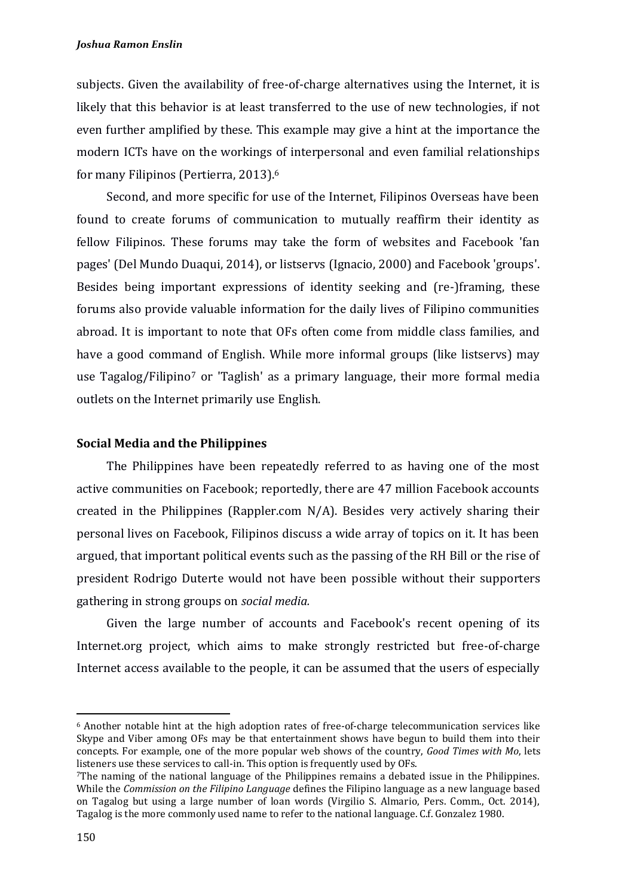subjects. Given the availability of free-of-charge alternatives using the Internet, it is likely that this behavior is at least transferred to the use of new technologies, if not even further amplified by these. This example may give a hint at the importance the modern ICTs have on the workings of interpersonal and even familial relationships for many Filipinos (Pertierra, 2013).[6]

Second, and more specific for use of the Internet, Filipinos Overseas have been found to create forums of communication to mutually reaffirm their identity as fellow Filipinos. These forums may take the form of websites and Facebook 'fan pages' (Del Mundo Duaqui, 2014), or listservs (Ignacio, 2000) and Facebook 'groups'. Besides being important expressions of identity seeking and (re-)framing, these forums also provide valuable information for the daily lives of Filipino communities abroad. It is important to note that OFs often come from middle class families, and have a good command of English. While more informal groups (like listservs) may use Tagalog/Filipino[7] or 'Taglish' as a primary language, their more formal media outlets on the Internet primarily use English.

### Social Media and the Philippines

The Philippines have been repeatedly referred to as having one of the most active communities on Facebook; reportedly, there are 47 million Facebook accounts created in the Philippines (Rappler.com N/A). Besides very actively sharing their personal lives on Facebook, Filipinos discuss a wide array of topics on it. It has been argued, that important political events such as the passing of the RH Bill or the rise of president Rodrigo Duterte would not have been possible without their supporters gathering in strong groups on *social media.*

Given the large number of accounts and Facebook's recent opening of its Internet.org project, which aims to make strongly restricted but free-of-charge Internet access available to the people, it can be assumed that the users of especially

---

[6] Another notable hint at the high adoption rates of free-of-charge telecommunication services like Skype and Viber among OFs may be that entertainment shows have begun to build them into their concepts. For example, one of the more popular web shows of the country, *Good Times with Mo*, lets listeners use these services to call-in. This option is frequently used by OFs.

[7] The naming of the national language of the Philippines remains a debated issue in the Philippines. While the *Commission on the Filipino Language* defines the Filipino language as a new language based on Tagalog but using a large number of loan words (Virgilio S. Almario, Pers. Comm., Oct. 2014), Tagalog is the more commonly used name to refer to the national language. C.f. Gonzalez 1980.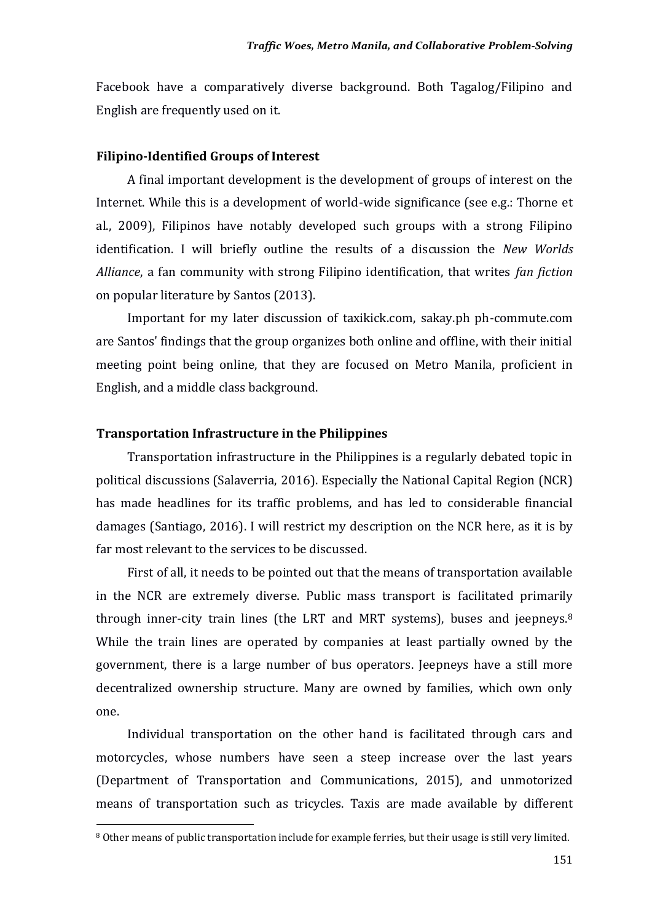Facebook have a comparatively diverse background. Both Tagalog/Filipino and English are frequently used on it.

### Filipino-Identified Groups of Interest

A final important development is the development of groups of interest on the Internet. While this is a development of world-wide significance (see e.g.: Thorne et al., 2009), Filipinos have notably developed such groups with a strong Filipino identification. I will briefly outline the results of a discussion the *New Worlds Alliance*, a fan community with strong Filipino identification, that writes *fan fiction* on popular literature by Santos (2013).

Important for my later discussion of taxikick.com, sakay.ph ph-commute.com are Santos' findings that the group organizes both online and offline, with their initial meeting point being online, that they are focused on Metro Manila, proficient in English, and a middle class background.

### Transportation Infrastructure in the Philippines

Transportation infrastructure in the Philippines is a regularly debated topic in political discussions (Salaverria, 2016). Especially the National Capital Region (NCR) has made headlines for its traffic problems, and has led to considerable financial damages (Santiago, 2016). I will restrict my description on the NCR here, as it is by far most relevant to the services to be discussed.

First of all, it needs to be pointed out that the means of transportation available in the NCR are extremely diverse. Public mass transport is facilitated primarily through inner-city train lines (the LRT and MRT systems), buses and jeepneys.[8] While the train lines are operated by companies at least partially owned by the government, there is a large number of bus operators. Jeepneys have a still more decentralized ownership structure. Many are owned by families, which own only one.

Individual transportation on the other hand is facilitated through cars and motorcycles, whose numbers have seen a steep increase over the last years (Department of Transportation and Communications, 2015), and unmotorized means of transportation such as tricycles. Taxis are made available by different

[8] Other means of public transportation include for example ferries, but their usage is still very limited.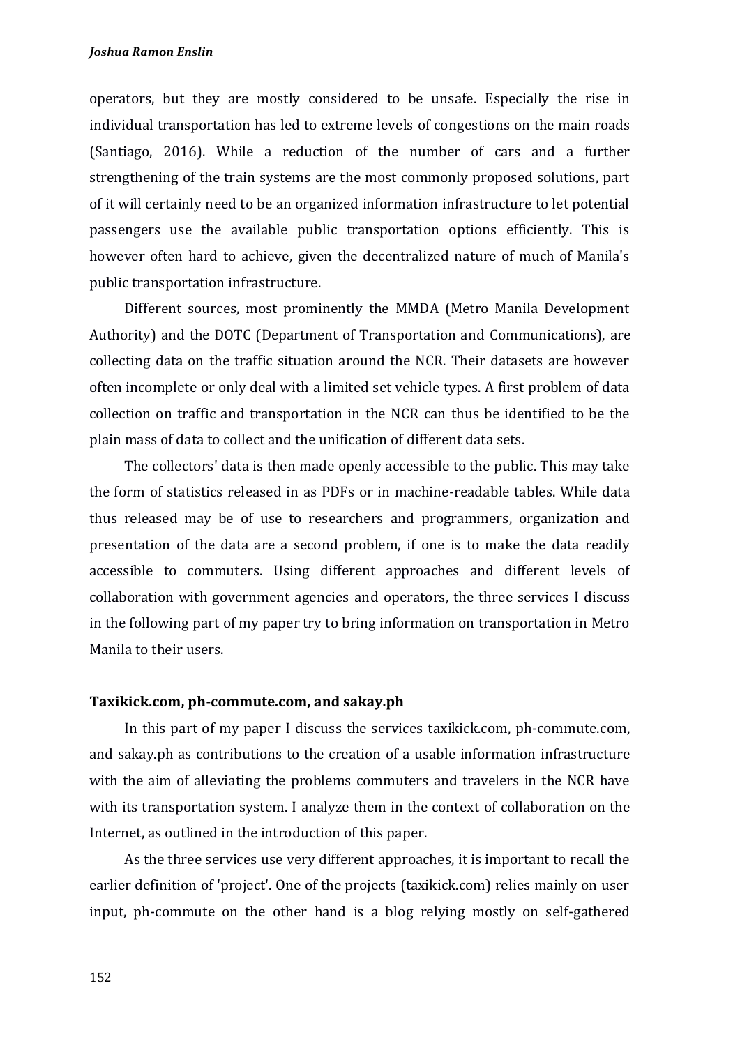operators, but they are mostly considered to be unsafe. Especially the rise in individual transportation has led to extreme levels of congestions on the main roads (Santiago, 2016). While a reduction of the number of cars and a further strengthening of the train systems are the most commonly proposed solutions, part of it will certainly need to be an organized information infrastructure to let potential passengers use the available public transportation options efficiently. This is however often hard to achieve, given the decentralized nature of much of Manila's public transportation infrastructure.

Different sources, most prominently the MMDA (Metro Manila Development Authority) and the DOTC (Department of Transportation and Communications), are collecting data on the traffic situation around the NCR. Their datasets are however often incomplete or only deal with a limited set vehicle types. A first problem of data collection on traffic and transportation in the NCR can thus be identified to be the plain mass of data to collect and the unification of different data sets.

The collectors' data is then made openly accessible to the public. This may take the form of statistics released in as PDFs or in machine-readable tables. While data thus released may be of use to researchers and programmers, organization and presentation of the data are a second problem, if one is to make the data readily accessible to commuters. Using different approaches and different levels of collaboration with government agencies and operators, the three services I discuss in the following part of my paper try to bring information on transportation in Metro Manila to their users.

### Taxikick.com, ph-commute.com, and sakay.ph

In this part of my paper I discuss the services taxikick.com, ph-commute.com, and sakay.ph as contributions to the creation of a usable information infrastructure with the aim of alleviating the problems commuters and travelers in the NCR have with its transportation system. I analyze them in the context of collaboration on the Internet, as outlined in the introduction of this paper.

As the three services use very different approaches, it is important to recall the earlier definition of 'project'. One of the projects (taxikick.com) relies mainly on user input, ph-commute on the other hand is a blog relying mostly on self-gathered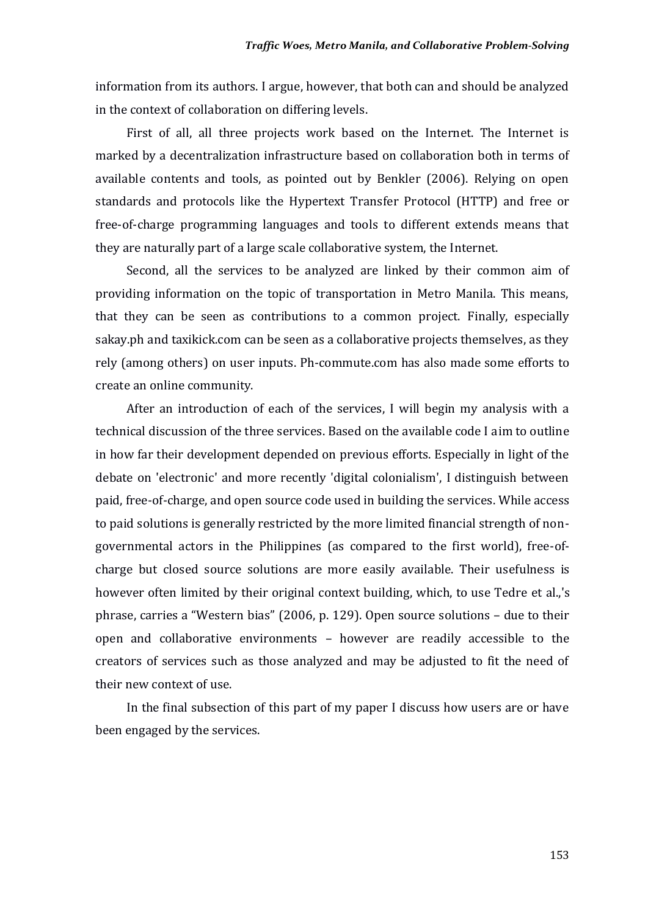information from its authors. I argue, however, that both can and should be analyzed in the context of collaboration on differing levels.

First of all, all three projects work based on the Internet. The Internet is marked by a decentralization infrastructure based on collaboration both in terms of available contents and tools, as pointed out by Benkler (2006). Relying on open standards and protocols like the Hypertext Transfer Protocol (HTTP) and free or free-of-charge programming languages and tools to different extends means that they are naturally part of a large scale collaborative system, the Internet.

Second, all the services to be analyzed are linked by their common aim of providing information on the topic of transportation in Metro Manila. This means, that they can be seen as contributions to a common project. Finally, especially sakay.ph and taxikick.com can be seen as a collaborative projects themselves, as they rely (among others) on user inputs. Ph-commute.com has also made some efforts to create an online community.

After an introduction of each of the services, I will begin my analysis with a technical discussion of the three services. Based on the available code I aim to outline in how far their development depended on previous efforts. Especially in light of the debate on 'electronic' and more recently 'digital colonialism', I distinguish between paid, free-of-charge, and open source code used in building the services. While access to paid solutions is generally restricted by the more limited financial strength of non-governmental actors in the Philippines (as compared to the first world), free-of-charge but closed source solutions are more easily available. Their usefulness is however often limited by their original context building, which, to use Tedre et al.,'s phrase, carries a "Western bias" (2006, p. 129). Open source solutions – due to their open and collaborative environments – however are readily accessible to the creators of services such as those analyzed and may be adjusted to fit the need of their new context of use.

In the final subsection of this part of my paper I discuss how users are or have been engaged by the services.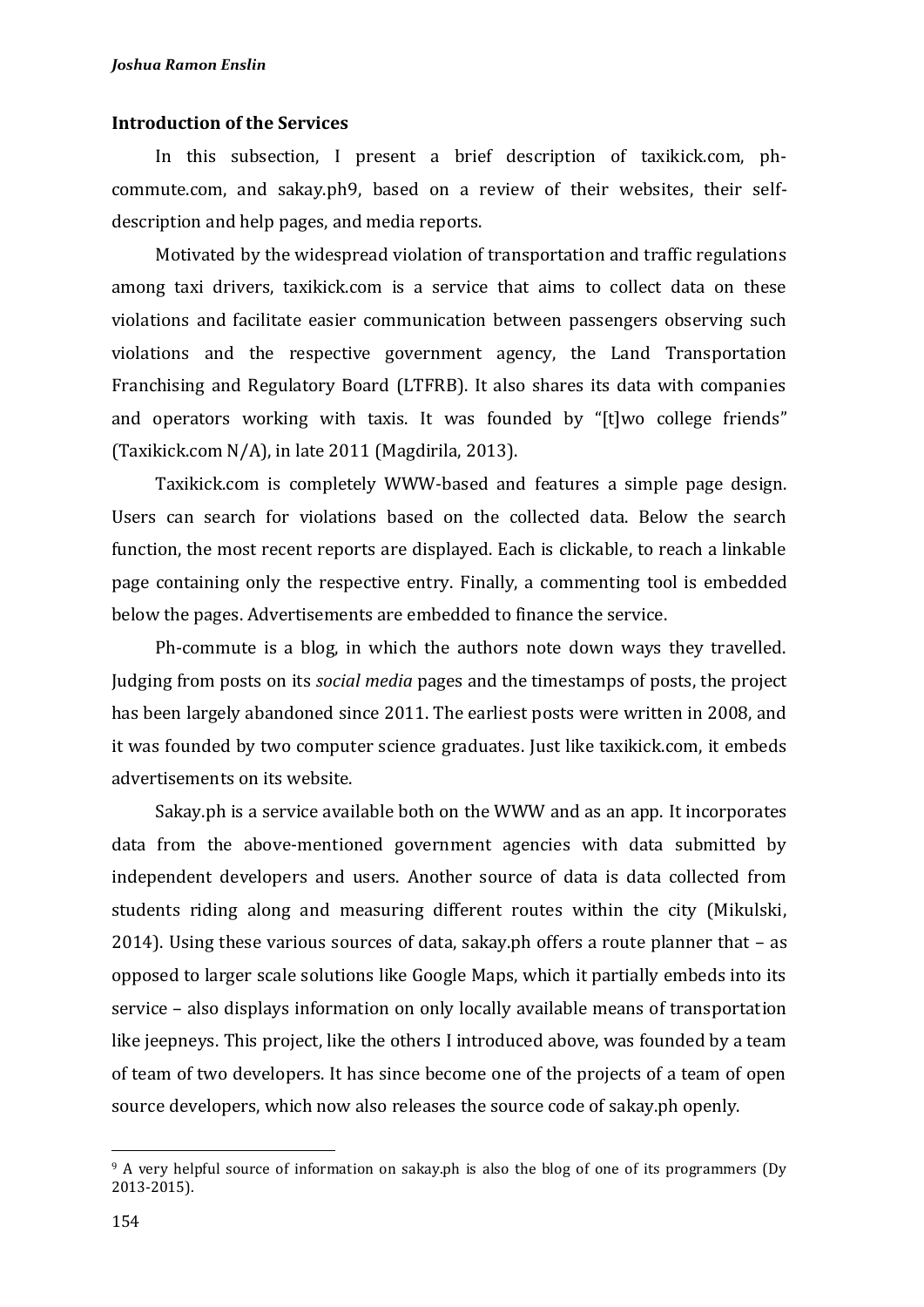### Introduction of the Services

In this subsection, I present a brief description of taxikick.com, ph-commute.com, and sakay.ph[9], based on a review of their websites, their self-description and help pages, and media reports.

Motivated by the widespread violation of transportation and traffic regulations among taxi drivers, taxikick.com is a service that aims to collect data on these violations and facilitate easier communication between passengers observing such violations and the respective government agency, the Land Transportation Franchising and Regulatory Board (LTFRB). It also shares its data with companies and operators working with taxis. It was founded by "[t]wo college friends" (Taxikick.com N/A), in late 2011 (Magdirila, 2013).

Taxikick.com is completely WWW-based and features a simple page design. Users can search for violations based on the collected data. Below the search function, the most recent reports are displayed. Each is clickable, to reach a linkable page containing only the respective entry. Finally, a commenting tool is embedded below the pages. Advertisements are embedded to finance the service.

Ph-commute is a blog, in which the authors note down ways they travelled. Judging from posts on its *social media* pages and the timestamps of posts, the project has been largely abandoned since 2011. The earliest posts were written in 2008, and it was founded by two computer science graduates. Just like taxikick.com, it embeds advertisements on its website.

Sakay.ph is a service available both on the WWW and as an app. It incorporates data from the above-mentioned government agencies with data submitted by independent developers and users. Another source of data is data collected from students riding along and measuring different routes within the city (Mikulski, 2014). Using these various sources of data, sakay.ph offers a route planner that – as opposed to larger scale solutions like Google Maps, which it partially embeds into its service – also displays information on only locally available means of transportation like jeepneys. This project, like the others I introduced above, was founded by a team of team of two developers. It has since become one of the projects of a team of open source developers, which now also releases the source code of sakay.ph openly.

---

[9] A very helpful source of information on sakay.ph is also the blog of one of its programmers (Dy 2013-2015).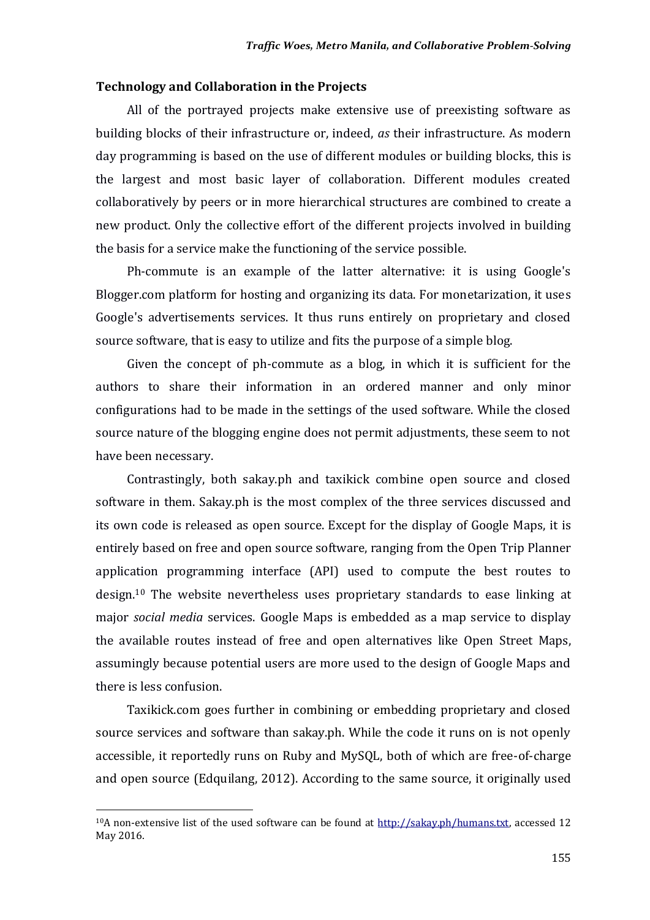## Technology and Collaboration in the Projects

All of the portrayed projects make extensive use of preexisting software as building blocks of their infrastructure or, indeed, *as* their infrastructure. As modern day programming is based on the use of different modules or building blocks, this is the largest and most basic layer of collaboration. Different modules created collaboratively by peers or in more hierarchical structures are combined to create a new product. Only the collective effort of the different projects involved in building the basis for a service make the functioning of the service possible.

Ph-commute is an example of the latter alternative: it is using Google's Blogger.com platform for hosting and organizing its data. For monetarization, it uses Google's advertisements services. It thus runs entirely on proprietary and closed source software, that is easy to utilize and fits the purpose of a simple blog.

Given the concept of ph-commute as a blog, in which it is sufficient for the authors to share their information in an ordered manner and only minor configurations had to be made in the settings of the used software. While the closed source nature of the blogging engine does not permit adjustments, these seem to not have been necessary.

Contrastingly, both sakay.ph and taxikick combine open source and closed software in them. Sakay.ph is the most complex of the three services discussed and its own code is released as open source. Except for the display of Google Maps, it is entirely based on free and open source software, ranging from the Open Trip Planner application programming interface (API) used to compute the best routes to design.[10] The website nevertheless uses proprietary standards to ease linking at major *social media* services. Google Maps is embedded as a map service to display the available routes instead of free and open alternatives like Open Street Maps, assumingly because potential users are more used to the design of Google Maps and there is less confusion.

Taxikick.com goes further in combining or embedding proprietary and closed source services and software than sakay.ph. While the code it runs on is not openly accessible, it reportedly runs on Ruby and MySQL, both of which are free-of-charge and open source (Edquilang, 2012). According to the same source, it originally used

---

[10]A non-extensive list of the used software can be found at http://sakay.ph/humans.txt, accessed 12 May 2016.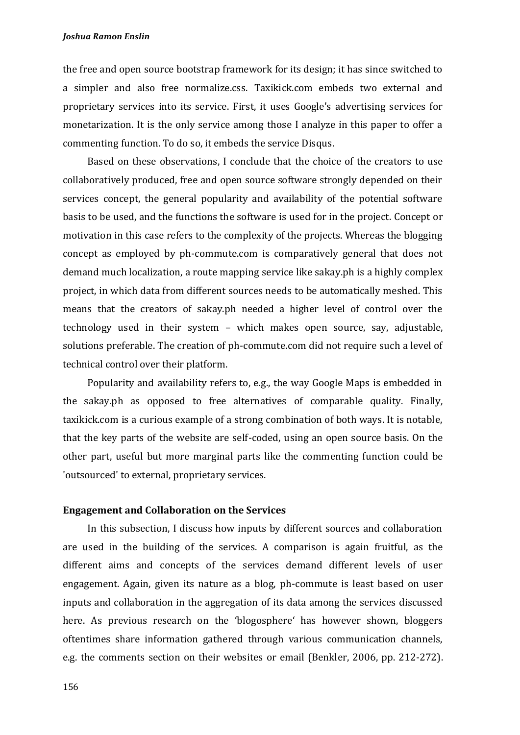the free and open source bootstrap framework for its design; it has since switched to a simpler and also free normalize.css. Taxikick.com embeds two external and proprietary services into its service. First, it uses Google's advertising services for monetarization. It is the only service among those I analyze in this paper to offer a commenting function. To do so, it embeds the service Disqus.

Based on these observations, I conclude that the choice of the creators to use collaboratively produced, free and open source software strongly depended on their services concept, the general popularity and availability of the potential software basis to be used, and the functions the software is used for in the project. Concept or motivation in this case refers to the complexity of the projects. Whereas the blogging concept as employed by ph-commute.com is comparatively general that does not demand much localization, a route mapping service like sakay.ph is a highly complex project, in which data from different sources needs to be automatically meshed. This means that the creators of sakay.ph needed a higher level of control over the technology used in their system – which makes open source, say, adjustable, solutions preferable. The creation of ph-commute.com did not require such a level of technical control over their platform.

Popularity and availability refers to, e.g., the way Google Maps is embedded in the sakay.ph as opposed to free alternatives of comparable quality. Finally, taxikick.com is a curious example of a strong combination of both ways. It is notable, that the key parts of the website are self-coded, using an open source basis. On the other part, useful but more marginal parts like the commenting function could be 'outsourced' to external, proprietary services.

### Engagement and Collaboration on the Services

In this subsection, I discuss how inputs by different sources and collaboration are used in the building of the services. A comparison is again fruitful, as the different aims and concepts of the services demand different levels of user engagement. Again, given its nature as a blog, ph-commute is least based on user inputs and collaboration in the aggregation of its data among the services discussed here. As previous research on the 'blogosphere' has however shown, bloggers oftentimes share information gathered through various communication channels, e.g. the comments section on their websites or email (Benkler, 2006, pp. 212-272).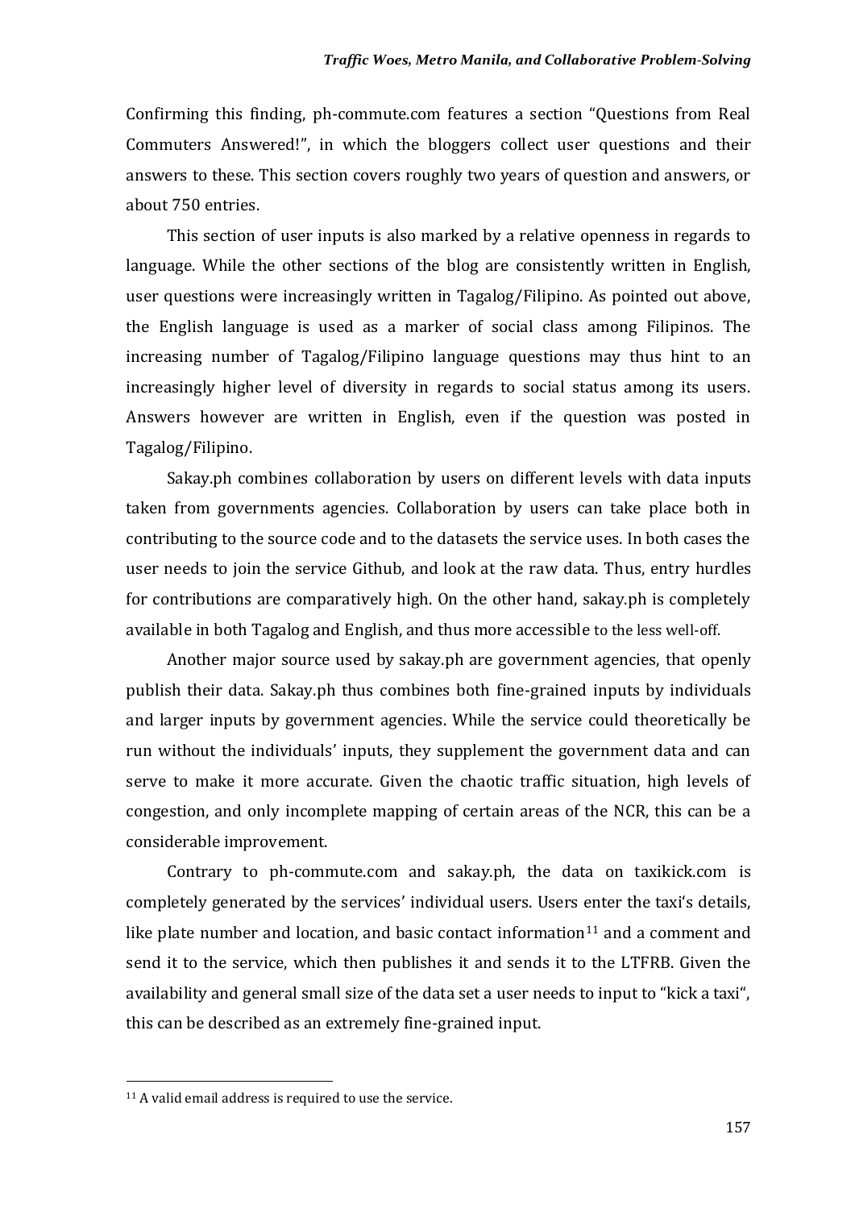Confirming this finding, ph-commute.com features a section "Questions from Real Commuters Answered!", in which the bloggers collect user questions and their answers to these. This section covers roughly two years of question and answers, or about 750 entries.

This section of user inputs is also marked by a relative openness in regards to language. While the other sections of the blog are consistently written in English, user questions were increasingly written in Tagalog/Filipino. As pointed out above, the English language is used as a marker of social class among Filipinos. The increasing number of Tagalog/Filipino language questions may thus hint to an increasingly higher level of diversity in regards to social status among its users. Answers however are written in English, even if the question was posted in Tagalog/Filipino.

Sakay.ph combines collaboration by users on different levels with data inputs taken from governments agencies. Collaboration by users can take place both in contributing to the source code and to the datasets the service uses. In both cases the user needs to join the service Github, and look at the raw data. Thus, entry hurdles for contributions are comparatively high. On the other hand, sakay.ph is completely available in both Tagalog and English, and thus more accessible to the less well-off.

Another major source used by sakay.ph are government agencies, that openly publish their data. Sakay.ph thus combines both fine-grained inputs by individuals and larger inputs by government agencies. While the service could theoretically be run without the individuals' inputs, they supplement the government data and can serve to make it more accurate. Given the chaotic traffic situation, high levels of congestion, and only incomplete mapping of certain areas of the NCR, this can be a considerable improvement.

Contrary to ph-commute.com and sakay.ph, the data on taxikick.com is completely generated by the services' individual users. Users enter the taxi's details, like plate number and location, and basic contact information[11] and a comment and send it to the service, which then publishes it and sends it to the LTFRB. Given the availability and general small size of the data set a user needs to input to "kick a taxi", this can be described as an extremely fine-grained input.

---

[11] A valid email address is required to use the service.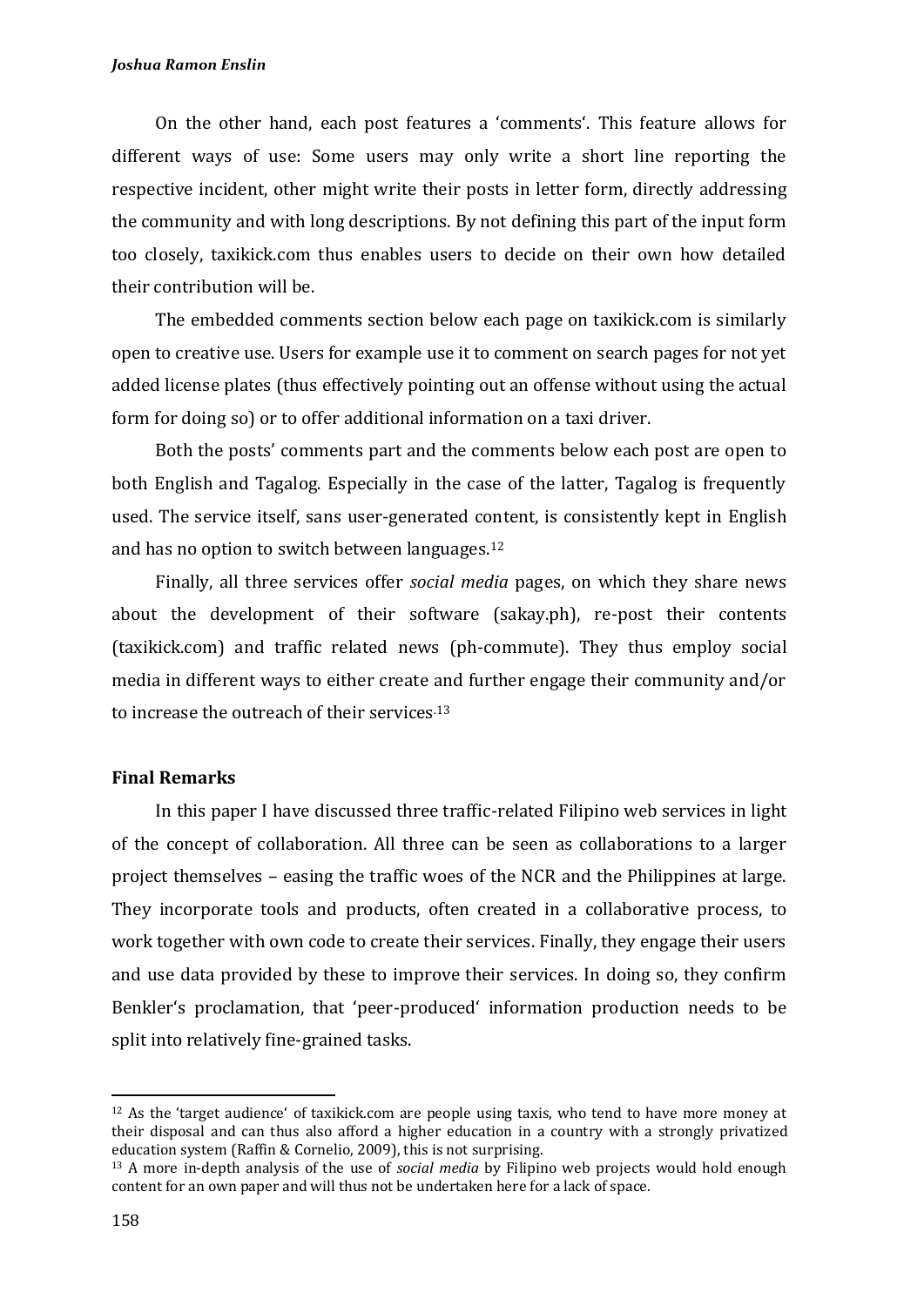On the other hand, each post features a 'comments'. This feature allows for different ways of use: Some users may only write a short line reporting the respective incident, other might write their posts in letter form, directly addressing the community and with long descriptions. By not defining this part of the input form too closely, taxikick.com thus enables users to decide on their own how detailed their contribution will be.

The embedded comments section below each page on taxikick.com is similarly open to creative use. Users for example use it to comment on search pages for not yet added license plates (thus effectively pointing out an offense without using the actual form for doing so) or to offer additional information on a taxi driver.

Both the posts' comments part and the comments below each post are open to both English and Tagalog. Especially in the case of the latter, Tagalog is frequently used. The service itself, sans user-generated content, is consistently kept in English and has no option to switch between languages.[12]

Finally, all three services offer *social media* pages, on which they share news about the development of their software (sakay.ph), re-post their contents (taxikick.com) and traffic related news (ph-commute). They thus employ social media in different ways to either create and further engage their community and/or to increase the outreach of their services.[13]

## Final Remarks

In this paper I have discussed three traffic-related Filipino web services in light of the concept of collaboration. All three can be seen as collaborations to a larger project themselves – easing the traffic woes of the NCR and the Philippines at large. They incorporate tools and products, often created in a collaborative process, to work together with own code to create their services. Finally, they engage their users and use data provided by these to improve their services. In doing so, they confirm Benkler's proclamation, that 'peer-produced' information production needs to be split into relatively fine-grained tasks.

---

[12] As the 'target audience' of taxikick.com are people using taxis, who tend to have more money at their disposal and can thus also afford a higher education in a country with a strongly privatized education system (Raffin & Cornelio, 2009), this is not surprising.

[13] A more in-depth analysis of the use of *social media* by Filipino web projects would hold enough content for an own paper and will thus not be undertaken here for a lack of space.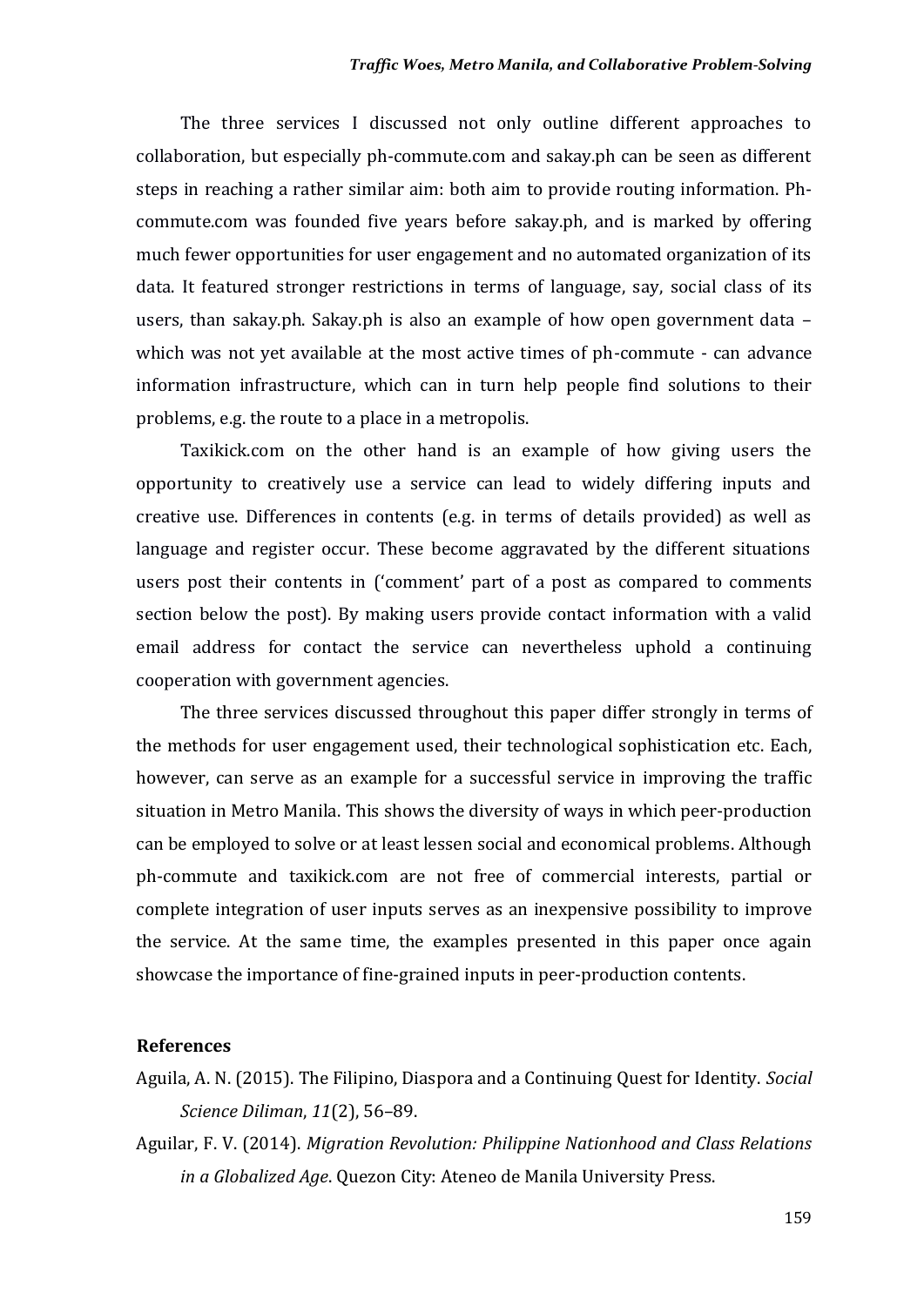The three services I discussed not only outline different approaches to collaboration, but especially ph-commute.com and sakay.ph can be seen as different steps in reaching a rather similar aim: both aim to provide routing information. Ph-commute.com was founded five years before sakay.ph, and is marked by offering much fewer opportunities for user engagement and no automated organization of its data. It featured stronger restrictions in terms of language, say, social class of its users, than sakay.ph. Sakay.ph is also an example of how open government data – which was not yet available at the most active times of ph-commute - can advance information infrastructure, which can in turn help people find solutions to their problems, e.g. the route to a place in a metropolis.

Taxikick.com on the other hand is an example of how giving users the opportunity to creatively use a service can lead to widely differing inputs and creative use. Differences in contents (e.g. in terms of details provided) as well as language and register occur. These become aggravated by the different situations users post their contents in ('comment' part of a post as compared to comments section below the post). By making users provide contact information with a valid email address for contact the service can nevertheless uphold a continuing cooperation with government agencies.

The three services discussed throughout this paper differ strongly in terms of the methods for user engagement used, their technological sophistication etc. Each, however, can serve as an example for a successful service in improving the traffic situation in Metro Manila. This shows the diversity of ways in which peer-production can be employed to solve or at least lessen social and economical problems. Although ph-commute and taxikick.com are not free of commercial interests, partial or complete integration of user inputs serves as an inexpensive possibility to improve the service. At the same time, the examples presented in this paper once again showcase the importance of fine-grained inputs in peer-production contents.

### References

Aguila, A. N. (2015). The Filipino, Diaspora and a Continuing Quest for Identity. *Social Science Diliman*, *11*(2), 56–89.

Aguilar, F. V. (2014). *Migration Revolution: Philippine Nationhood and Class Relations in a Globalized Age*. Quezon City: Ateneo de Manila University Press.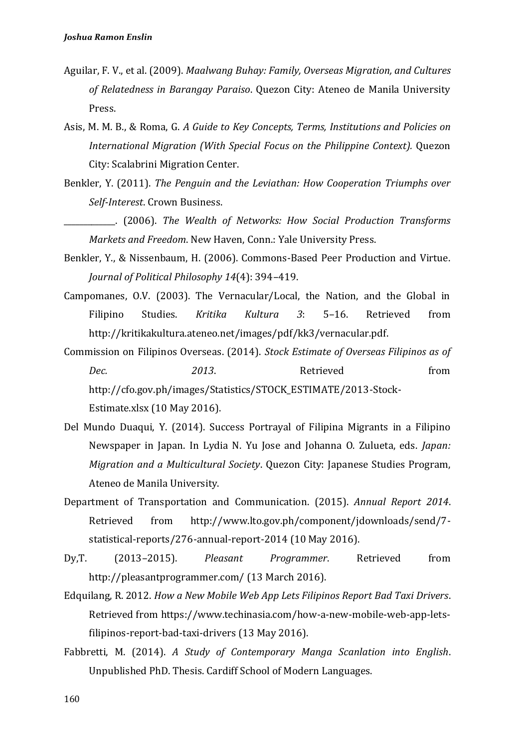Aguilar, F. V., et al. (2009). *Maalwang Buhay: Family, Overseas Migration, and Cultures of Relatedness in Barangay Paraiso*. Quezon City: Ateneo de Manila University Press.

Asis, M. M. B., & Roma, G. *A Guide to Key Concepts, Terms, Institutions and Policies on International Migration (With Special Focus on the Philippine Context).* Quezon City: Scalabrini Migration Center.

Benkler, Y. (2011). *The Penguin and the Leviathan: How Cooperation Triumphs over Self-Interest*. Crown Business.

___________. (2006). *The Wealth of Networks: How Social Production Transforms Markets and Freedom*. New Haven, Conn.: Yale University Press.

Benkler, Y., & Nissenbaum, H. (2006). Commons-Based Peer Production and Virtue. *Journal of Political Philosophy 14*(4): 394–419.

Campomanes, O.V. (2003). The Vernacular/Local, the Nation, and the Global in Filipino Studies. *Kritika Kultura 3*: 5–16. Retrieved from http://kritikakultura.ateneo.net/images/pdf/kk3/vernacular.pdf.

Commission on Filipinos Overseas. (2014). *Stock Estimate of Overseas Filipinos as of Dec. 2013*. Retrieved from http://cfo.gov.ph/images/Statistics/STOCK_ESTIMATE/2013-Stock-Estimate.xlsx (10 May 2016).

Del Mundo Duaqui, Y. (2014). Success Portrayal of Filipina Migrants in a Filipino Newspaper in Japan. In Lydia N. Yu Jose and Johanna O. Zulueta, eds. *Japan: Migration and a Multicultural Society*. Quezon City: Japanese Studies Program, Ateneo de Manila University.

Department of Transportation and Communication. (2015). *Annual Report 2014*. Retrieved from http://www.lto.gov.ph/component/jdownloads/send/7-statistical-reports/276-annual-report-2014 (10 May 2016).

Dy,T. (2013–2015). *Pleasant Programmer*. Retrieved from http://pleasantprogrammer.com/ (13 March 2016).

Edquilang, R. 2012. *How a New Mobile Web App Lets Filipinos Report Bad Taxi Drivers*. Retrieved from https://www.techinasia.com/how-a-new-mobile-web-app-lets-filipinos-report-bad-taxi-drivers (13 May 2016).

Fabbretti, M. (2014). *A Study of Contemporary Manga Scanlation into English*. Unpublished PhD. Thesis. Cardiff School of Modern Languages.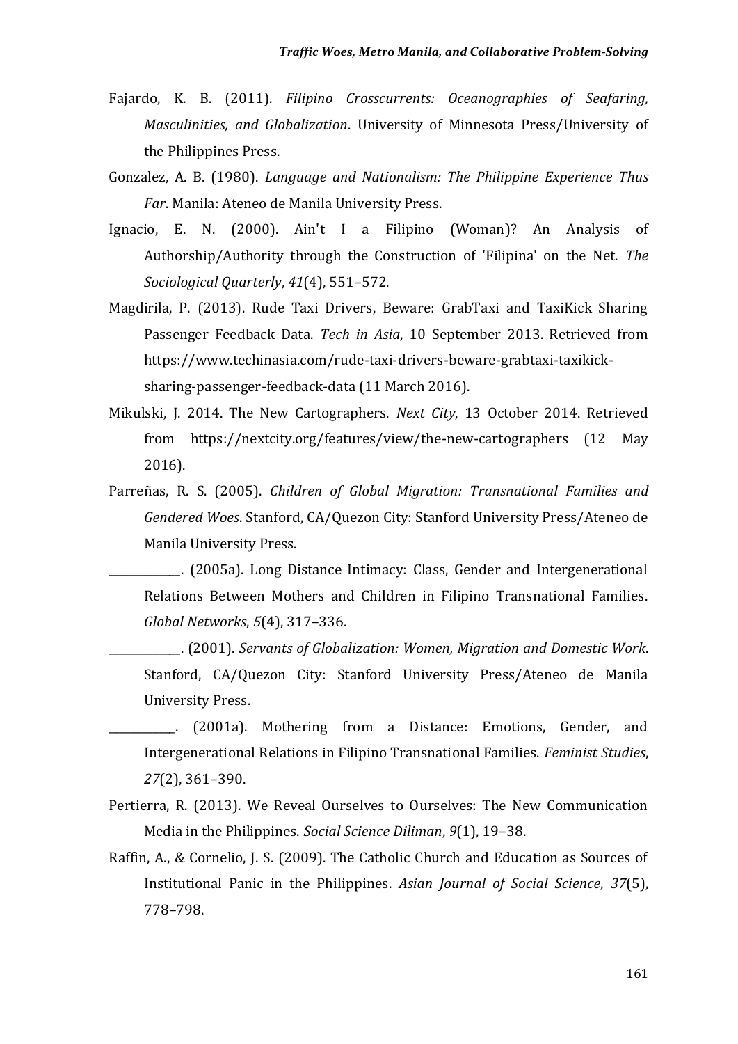Fajardo, K. B. (2011). *Filipino Crosscurrents: Oceanographies of Seafaring, Masculinities, and Globalization*. University of Minnesota Press/University of the Philippines Press.

Gonzalez, A. B. (1980). *Language and Nationalism: The Philippine Experience Thus Far*. Manila: Ateneo de Manila University Press.

Ignacio, E. N. (2000). Ain't I a Filipino (Woman)? An Analysis of Authorship/Authority through the Construction of 'Filipina' on the Net. *The Sociological Quarterly*, *41*(4), 551–572.

Magdirila, P. (2013). Rude Taxi Drivers, Beware: GrabTaxi and TaxiKick Sharing Passenger Feedback Data. *Tech in Asia*, 10 September 2013. Retrieved from https://www.techinasia.com/rude-taxi-drivers-beware-grabtaxi-taxikick-sharing-passenger-feedback-data (11 March 2016).

Mikulski, J. 2014. The New Cartographers. *Next City*, 13 October 2014. Retrieved from https://nextcity.org/features/view/the-new-cartographers (12 May 2016).

Parreñas, R. S. (2005). *Children of Global Migration: Transnational Families and Gendered Woes*. Stanford, CA/Quezon City: Stanford University Press/Ateneo de Manila University Press.

_____________. (2005a). Long Distance Intimacy: Class, Gender and Intergenerational Relations Between Mothers and Children in Filipino Transnational Families. *Global Networks*, *5*(4), 317–336.

_____________. (2001). *Servants of Globalization: Women, Migration and Domestic Work*. Stanford, CA/Quezon City: Stanford University Press/Ateneo de Manila University Press.

____________. (2001a). Mothering from a Distance: Emotions, Gender, and Intergenerational Relations in Filipino Transnational Families. *Feminist Studies*, *27*(2), 361–390.

Pertierra, R. (2013). We Reveal Ourselves to Ourselves: The New Communication Media in the Philippines. *Social Science Diliman*, *9*(1), 19–38.

Raffin, A., & Cornelio, J. S. (2009). The Catholic Church and Education as Sources of Institutional Panic in the Philippines. *Asian Journal of Social Science*, *37*(5), 778–798.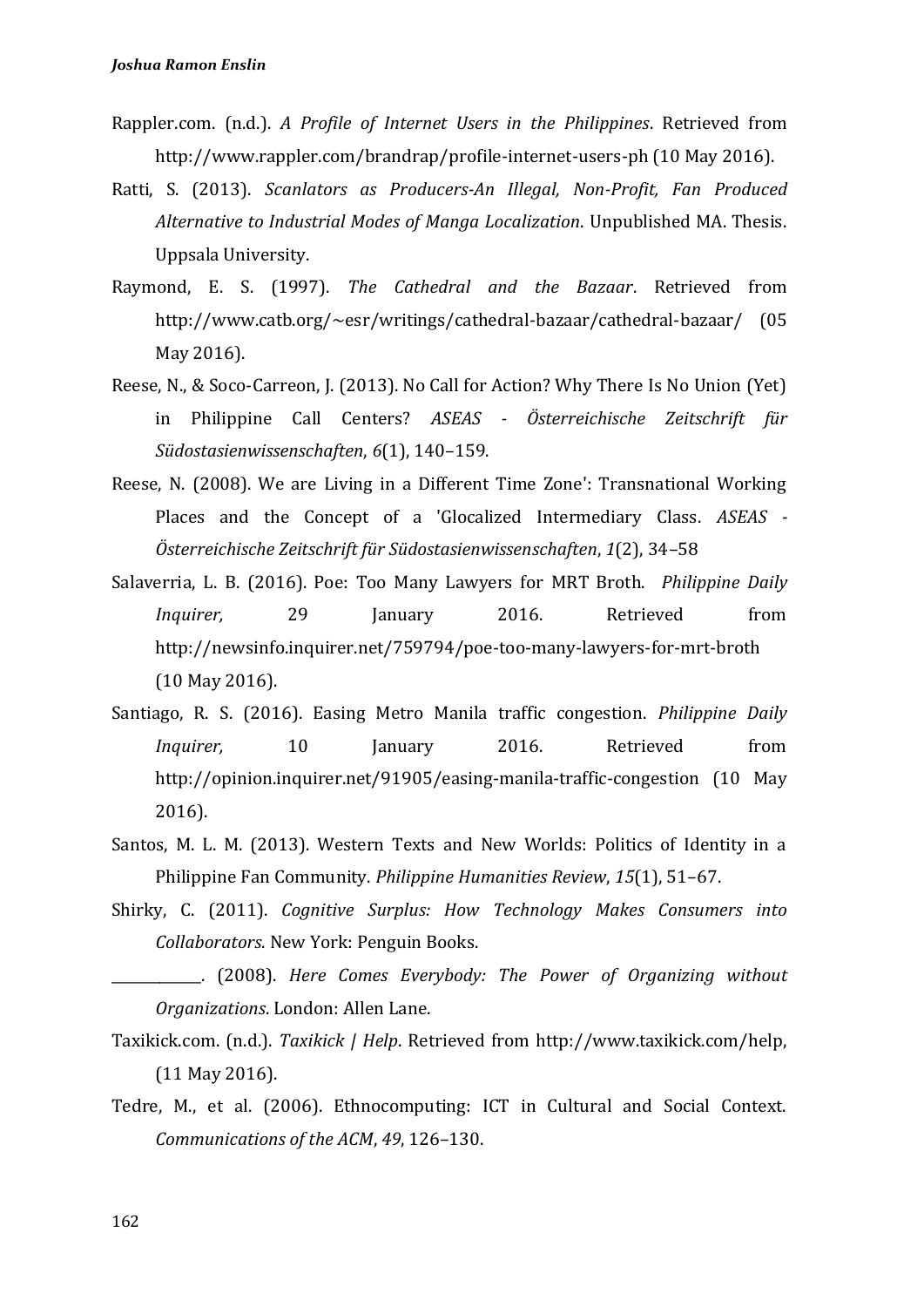Rappler.com. (n.d.). *A Profile of Internet Users in the Philippines*. Retrieved from http://www.rappler.com/brandrap/profile-internet-users-ph (10 May 2016).

Ratti, S. (2013). *Scanlators as Producers-An Illegal, Non-Profit, Fan Produced Alternative to Industrial Modes of Manga Localization*. Unpublished MA. Thesis. Uppsala University.

Raymond, E. S. (1997). *The Cathedral and the Bazaar*. Retrieved from http://www.catb.org/~esr/writings/cathedral-bazaar/cathedral-bazaar/ (05 May 2016).

Reese, N., & Soco-Carreon, J. (2013). No Call for Action? Why There Is No Union (Yet) in Philippine Call Centers? *ASEAS - Österreichische Zeitschrift für Südostasienwissenschaften*, *6*(1), 140–159.

Reese, N. (2008). We are Living in a Different Time Zone': Transnational Working Places and the Concept of a 'Glocalized Intermediary Class. *ASEAS - Österreichische Zeitschrift für Südostasienwissenschaften*, *1*(2), 34–58

Salaverria, L. B. (2016). Poe: Too Many Lawyers for MRT Broth. *Philippine Daily Inquirer,* 29 January 2016. Retrieved from http://newsinfo.inquirer.net/759794/poe-too-many-lawyers-for-mrt-broth (10 May 2016).

Santiago, R. S. (2016). Easing Metro Manila traffic congestion. *Philippine Daily Inquirer,* 10 January 2016. Retrieved from http://opinion.inquirer.net/91905/easing-manila-traffic-congestion (10 May 2016).

Santos, M. L. M. (2013). Western Texts and New Worlds: Politics of Identity in a Philippine Fan Community. *Philippine Humanities Review*, *15*(1), 51–67.

Shirky, C. (2011). *Cognitive Surplus: How Technology Makes Consumers into Collaborators*. New York: Penguin Books.

\_\_\_\_\_\_\_\_\_\_\_\_. (2008). *Here Comes Everybody: The Power of Organizing without Organizations*. London: Allen Lane.

Taxikick.com. (n.d.). *Taxikick | Help*. Retrieved from http://www.taxikick.com/help, (11 May 2016).

Tedre, M., et al. (2006). Ethnocomputing: ICT in Cultural and Social Context. *Communications of the ACM*, *49*, 126–130.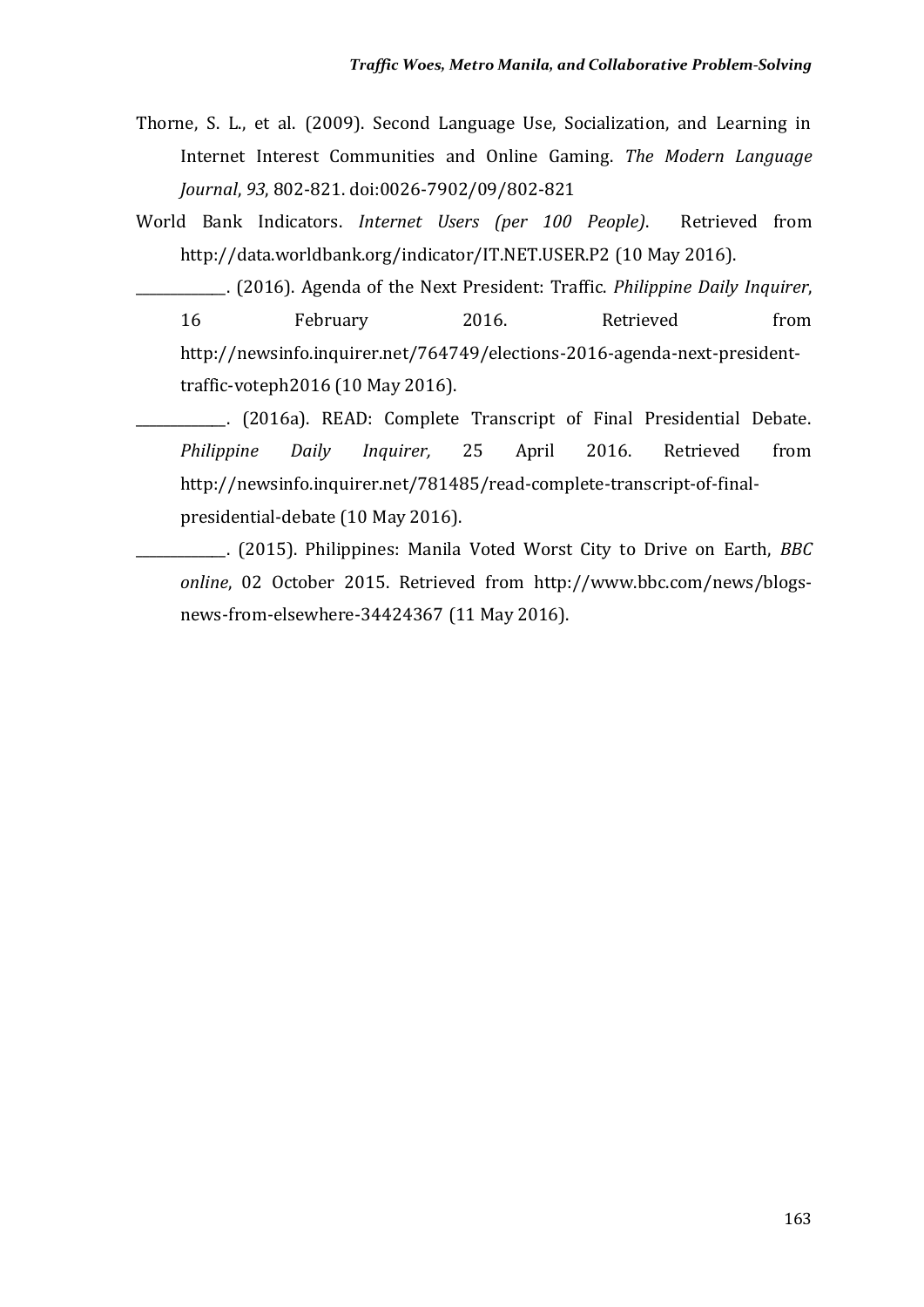Thorne, S. L., et al. (2009). Second Language Use, Socialization, and Learning in Internet Interest Communities and Online Gaming. *The Modern Language Journal*, *93*, 802-821. doi:0026-7902/09/802-821

World Bank Indicators. *Internet Users (per 100 People)*. Retrieved from http://data.worldbank.org/indicator/IT.NET.USER.P2 (10 May 2016).

____________. (2016). Agenda of the Next President: Traffic. *Philippine Daily Inquirer*, 16 February 2016. Retrieved from http://newsinfo.inquirer.net/764749/elections-2016-agenda-next-president-traffic-voteph2016 (10 May 2016).

____________. (2016a). READ: Complete Transcript of Final Presidential Debate. *Philippine Daily Inquirer,* 25 April 2016. Retrieved from http://newsinfo.inquirer.net/781485/read-complete-transcript-of-final-presidential-debate (10 May 2016).

____________. (2015). Philippines: Manila Voted Worst City to Drive on Earth, *BBC online*, 02 October 2015. Retrieved from http://www.bbc.com/news/blogs-news-from-elsewhere-34424367 (11 May 2016).